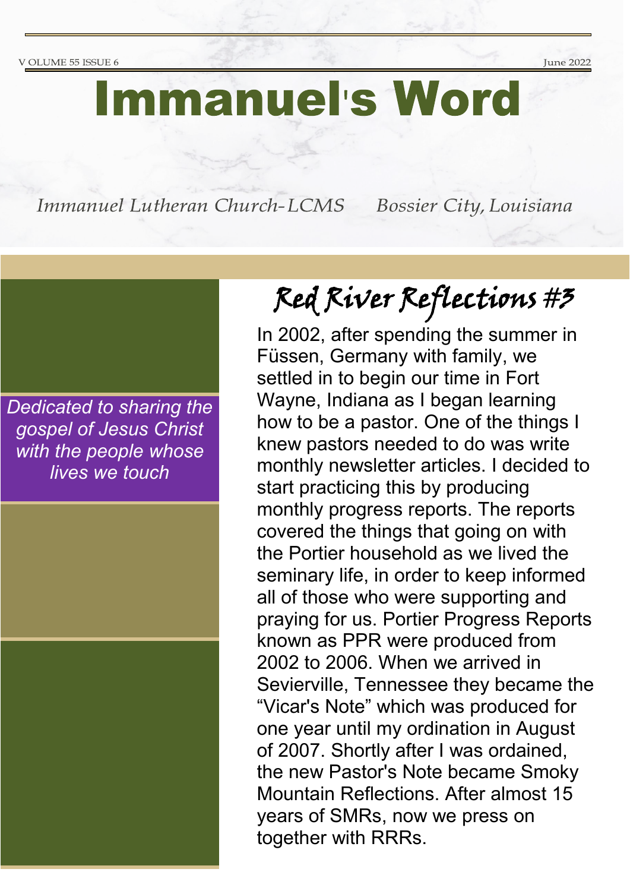# Immanuel's Word

*Immanuel Lutheran Church-LCMS* *Bossier City, Louisiana*

*Dedicated to sharing the gospel of Jesus Christ with the people whose lives we touch*

## Red River Reflections #3

In 2002, after spending the summer in Füssen, Germany with family, we settled in to begin our time in Fort Wayne, Indiana as I began learning how to be a pastor. One of the things I knew pastors needed to do was write monthly newsletter articles. I decided to start practicing this by producing monthly progress reports. The reports covered the things that going on with the Portier household as we lived the seminary life, in order to keep informed all of those who were supporting and praying for us. Portier Progress Reports known as PPR were produced from 2002 to 2006. When we arrived in Sevierville, Tennessee they became the "Vicar's Note" which was produced for one year until my ordination in August of 2007. Shortly after I was ordained, the new Pastor's Note became Smoky Mountain Reflections. After almost 15 years of SMRs, now we press on together with RRRs.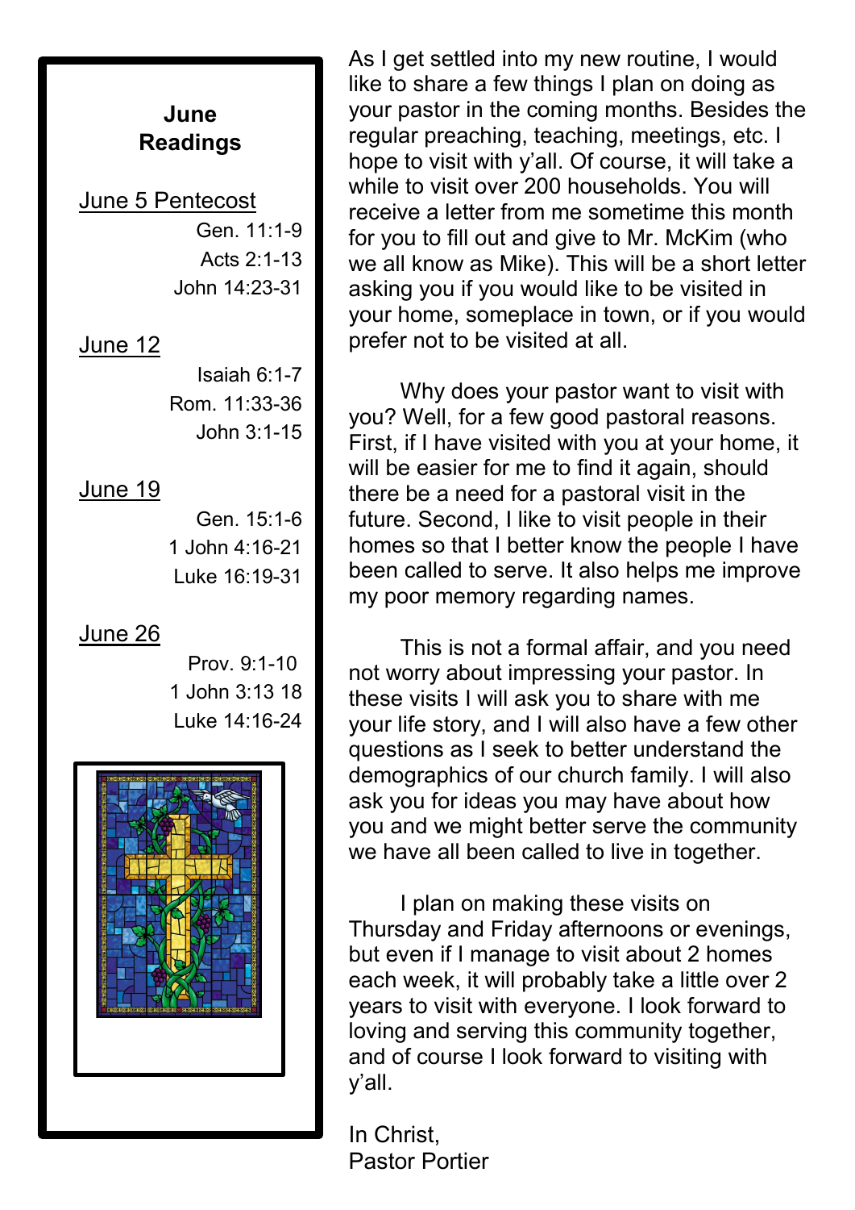## June Readings

<u>June 5 Pentecost</u>

Gen. 11:1-9
Acts 2:1-13
John 14:23-31

<u>June 12</u>

Isaiah 6:1-7
Rom. 11:33-36
John 3:1-15

<u>June 19</u>

Gen. 15:1-6
1 John 4:16-21
Luke 16:19-31

<u>June 26</u>

Prov. 9:1-10
1 John 3:13 18
Luke 14:16-24

As I get settled into my new routine, I would like to share a few things I plan on doing as your pastor in the coming months. Besides the regular preaching, teaching, meetings, etc. I hope to visit with y'all. Of course, it will take a while to visit over 200 households. You will receive a letter from me sometime this month for you to fill out and give to Mr. McKim (who we all know as Mike). This will be a short letter asking you if you would like to be visited in your home, someplace in town, or if you would prefer not to be visited at all.

Why does your pastor want to visit with you? Well, for a few good pastoral reasons. First, if I have visited with you at your home, it will be easier for me to find it again, should there be a need for a pastoral visit in the future. Second, I like to visit people in their homes so that I better know the people I have been called to serve. It also helps me improve my poor memory regarding names.

This is not a formal affair, and you need not worry about impressing your pastor. In these visits I will ask you to share with me your life story, and I will also have a few other questions as I seek to better understand the demographics of our church family. I will also ask you for ideas you may have about how you and we might better serve the community we have all been called to live in together.

I plan on making these visits on Thursday and Friday afternoons or evenings, but even if I manage to visit about 2 homes each week, it will probably take a little over 2 years to visit with everyone. I look forward to loving and serving this community together, and of course I look forward to visiting with y'all.

In Christ,
Pastor Portier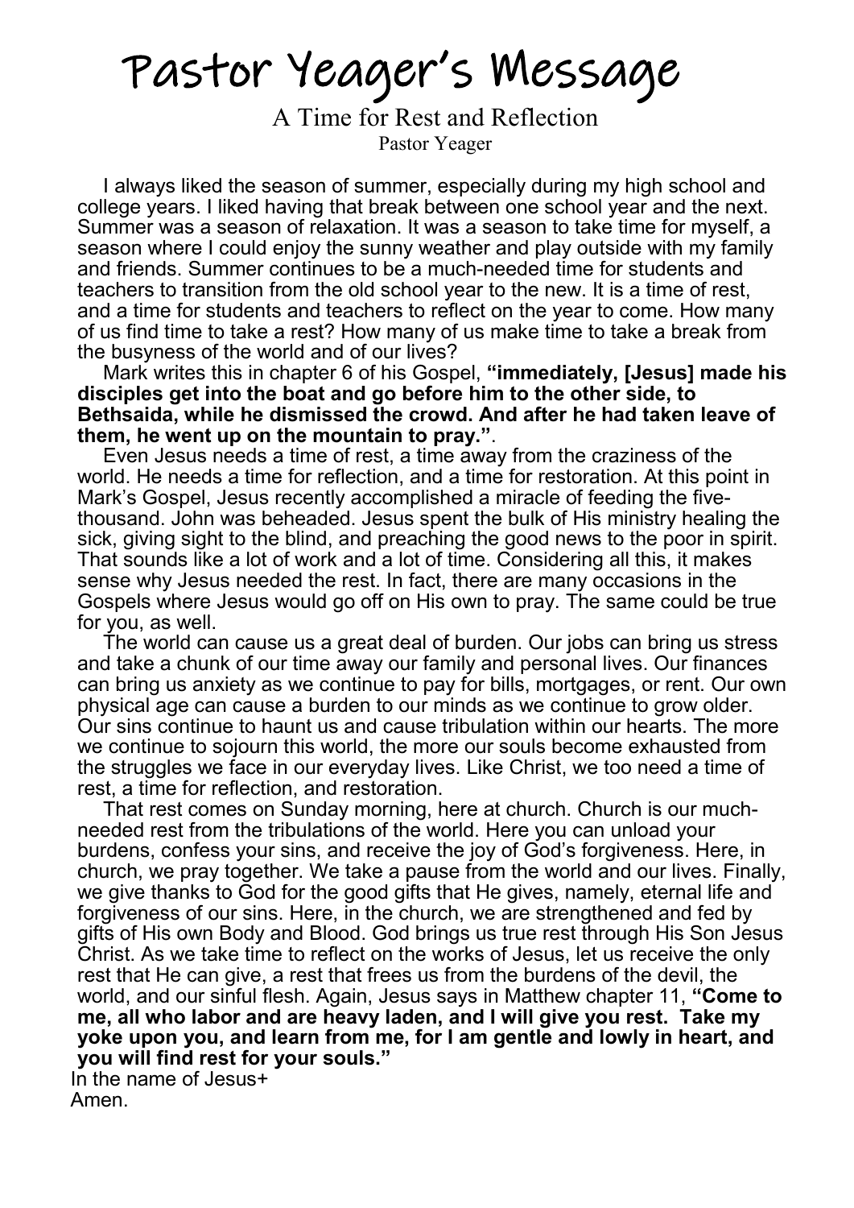# Pastor Yeager's Message

## A Time for Rest and Reflection

Pastor Yeager

I always liked the season of summer, especially during my high school and college years. I liked having that break between one school year and the next. Summer was a season of relaxation. It was a season to take time for myself, a season where I could enjoy the sunny weather and play outside with my family and friends. Summer continues to be a much-needed time for students and teachers to transition from the old school year to the new. It is a time of rest, and a time for students and teachers to reflect on the year to come. How many of us find time to take a rest? How many of us make time to take a break from the busyness of the world and of our lives?

Mark writes this in chapter 6 of his Gospel, **"immediately, [Jesus] made his disciples get into the boat and go before him to the other side, to Bethsaida, while he dismissed the crowd. And after he had taken leave of them, he went up on the mountain to pray."**.

Even Jesus needs a time of rest, a time away from the craziness of the world. He needs a time for reflection, and a time for restoration. At this point in Mark's Gospel, Jesus recently accomplished a miracle of feeding the five-thousand. John was beheaded. Jesus spent the bulk of His ministry healing the sick, giving sight to the blind, and preaching the good news to the poor in spirit. That sounds like a lot of work and a lot of time. Considering all this, it makes sense why Jesus needed the rest. In fact, there are many occasions in the Gospels where Jesus would go off on His own to pray. The same could be true for you, as well.

The world can cause us a great deal of burden. Our jobs can bring us stress and take a chunk of our time away our family and personal lives. Our finances can bring us anxiety as we continue to pay for bills, mortgages, or rent. Our own physical age can cause a burden to our minds as we continue to grow older. Our sins continue to haunt us and cause tribulation within our hearts. The more we continue to sojourn this world, the more our souls become exhausted from the struggles we face in our everyday lives. Like Christ, we too need a time of rest, a time for reflection, and restoration.

That rest comes on Sunday morning, here at church. Church is our much-needed rest from the tribulations of the world. Here you can unload your burdens, confess your sins, and receive the joy of God's forgiveness. Here, in church, we pray together. We take a pause from the world and our lives. Finally, we give thanks to God for the good gifts that He gives, namely, eternal life and forgiveness of our sins. Here, in the church, we are strengthened and fed by gifts of His own Body and Blood. God brings us true rest through His Son Jesus Christ. As we take time to reflect on the works of Jesus, let us receive the only rest that He can give, a rest that frees us from the burdens of the devil, the world, and our sinful flesh. Again, Jesus says in Matthew chapter 11, **"Come to me, all who labor and are heavy laden, and I will give you rest. Take my yoke upon you, and learn from me, for I am gentle and lowly in heart, and you will find rest for your souls."**

In the name of Jesus+
Amen.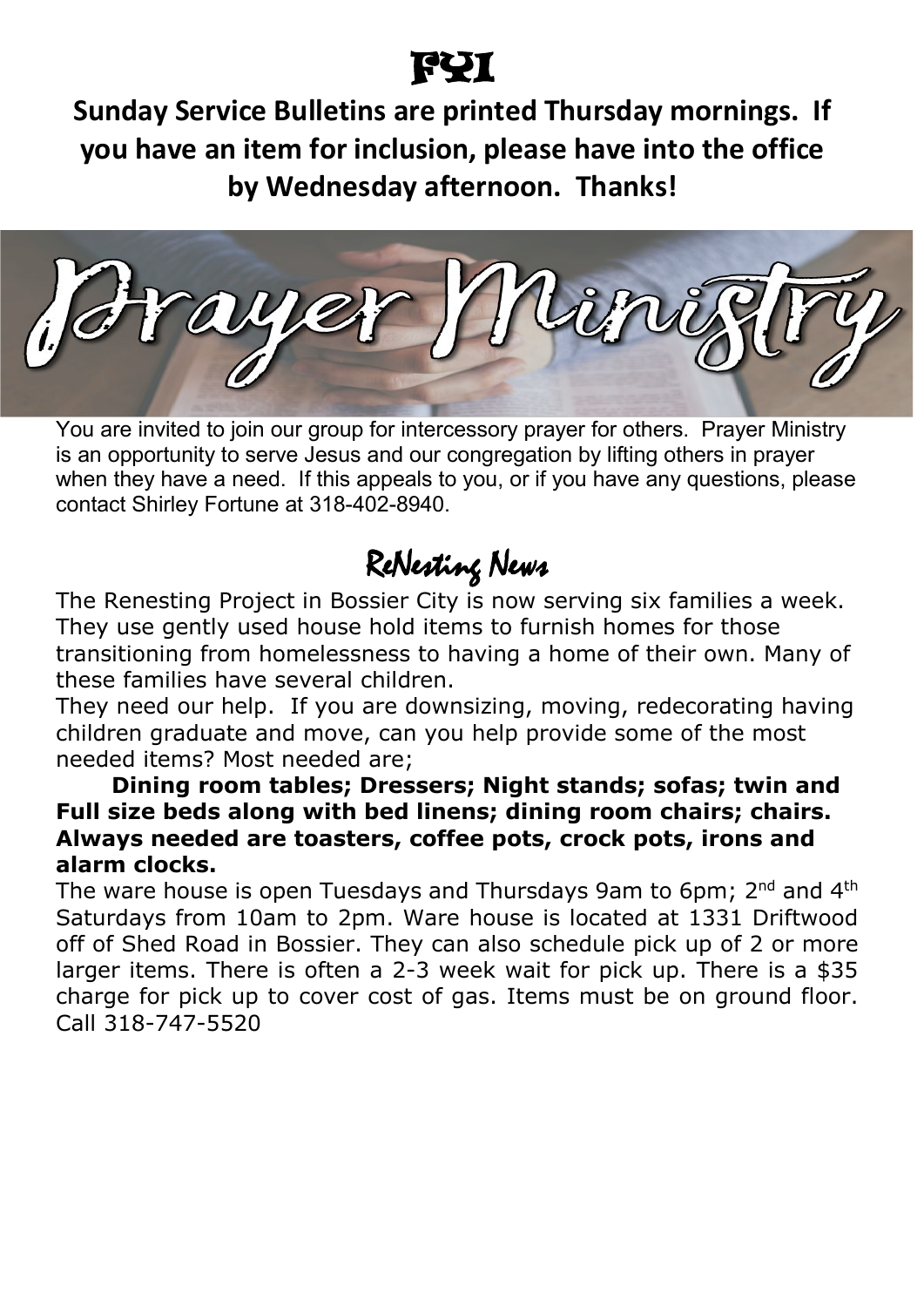# FYI

**Sunday Service Bulletins are printed Thursday mornings. If you have an item for inclusion, please have into the office by Wednesday afternoon. Thanks!**

# Prayer Ministry

You are invited to join our group for intercessory prayer for others. Prayer Ministry is an opportunity to serve Jesus and our congregation by lifting others in prayer when they have a need. If this appeals to you, or if you have any questions, please contact Shirley Fortune at 318-402-8940.

## *ReNesting News*

The Renesting Project in Bossier City is now serving six families a week. They use gently used house hold items to furnish homes for those transitioning from homelessness to having a home of their own. Many of these families have several children.

They need our help. If you are downsizing, moving, redecorating having children graduate and move, can you help provide some of the most needed items? Most needed are;

**Dining room tables; Dressers; Night stands; sofas; twin and Full size beds along with bed linens; dining room chairs; chairs. Always needed are toasters, coffee pots, crock pots, irons and alarm clocks.**

The ware house is open Tuesdays and Thursdays 9am to 6pm; 2nd and 4th Saturdays from 10am to 2pm. Ware house is located at 1331 Driftwood off of Shed Road in Bossier. They can also schedule pick up of 2 or more larger items. There is often a 2-3 week wait for pick up. There is a $35 charge for pick up to cover cost of gas. Items must be on ground floor. Call 318-747-5520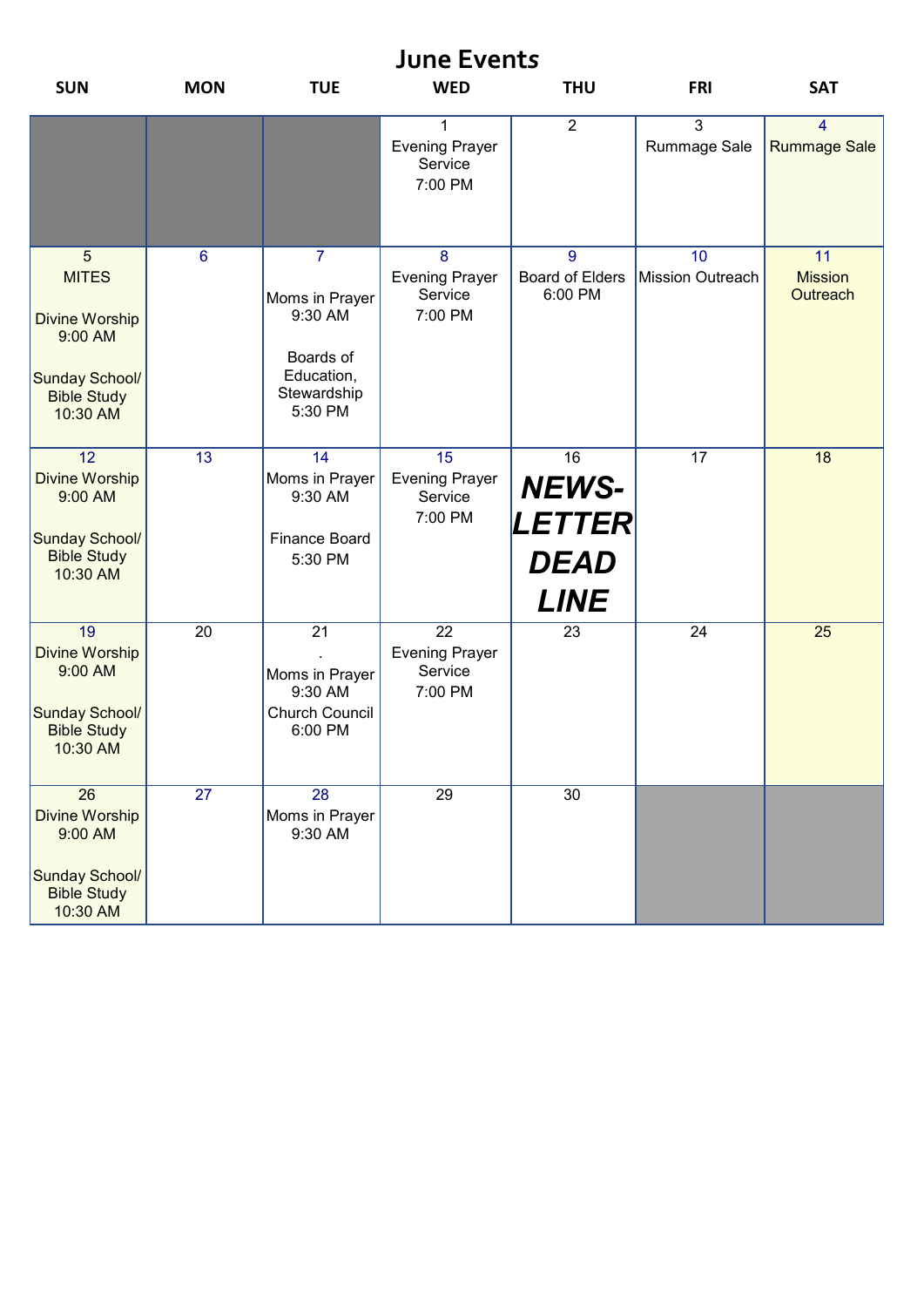# June Events

| SUN | MON | TUE | WED | THU | FRI | SAT |
|---|---|---|---|---|---|---|
| | | | 1<br>Evening Prayer Service<br>7:00 PM | 2 | 3<br>Rummage Sale | 4<br>Rummage Sale |
| 5<br>MITES<br><br>Divine Worship<br>9:00 AM<br><br>Sunday School/ Bible Study<br>10:30 AM | 6 | 7<br><br>Moms in Prayer<br>9:30 AM<br><br>Boards of Education, Stewardship<br>5:30 PM | 8<br>Evening Prayer Service<br>7:00 PM | 9<br>Board of Elders<br>6:00 PM | 10<br>Mission Outreach | 11<br>Mission Outreach |
| 12<br>Divine Worship<br>9:00 AM<br><br>Sunday School/ Bible Study<br>10:30 AM | 13 | 14<br>Moms in Prayer<br>9:30 AM<br><br>Finance Board<br>5:30 PM | 15<br>Evening Prayer Service<br>7:00 PM | 16<br>***NEWS-LETTER DEAD LINE*** | 17 | 18 |
| 19<br>Divine Worship<br>9:00 AM<br><br>Sunday School/ Bible Study<br>10:30 AM | 20 | 21<br>.<br>Moms in Prayer<br>9:30 AM<br>Church Council<br>6:00 PM | 22<br>Evening Prayer Service<br>7:00 PM | 23 | 24 | 25 |
| 26<br>Divine Worship<br>9:00 AM<br><br>Sunday School/ Bible Study<br>10:30 AM | 27 | 28<br>Moms in Prayer<br>9:30 AM | 29 | 30 | | |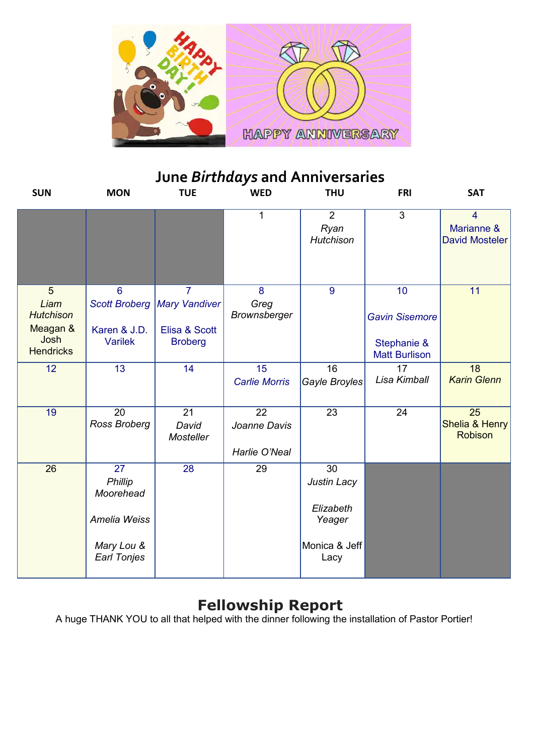# June *Birthdays* and Anniversaries

| SUN | MON | TUE | WED | THU | FRI | SAT |
|---|---|---|---|---|---|---|
| | | | 1 | 2 *Ryan Hutchison* | 3 | 4 Marianne & David Mosteler |
| 5 *Liam Hutchison* Meagan & Josh Hendricks | 6 *Scott Broberg* Karen & J.D. Varilek | 7 *Mary Vandiver* Elisa & Scott Broberg | 8 *Greg Brownsberger* | 9 | 10 *Gavin Sisemore* Stephanie & Matt Burlison | 11 |
| 12 | 13 | 14 | 15 *Carlie Morris* | 16 *Gayle Broyles* | 17 *Lisa Kimball* | 18 *Karin Glenn* |
| 19 | 20 *Ross Broberg* | 21 *David Mosteller* | 22 *Joanne Davis* *Harlie O'Neal* | 23 | 24 | 25 Shelia & Henry Robison |
| 26 | 27 *Phillip Moorehead* *Amelia Weiss* *Mary Lou & Earl Tonjes* | 28 | 29 | 30 *Justin Lacy* *Elizabeth Yeager* Monica & Jeff Lacy | | |

## Fellowship Report

A huge THANK YOU to all that helped with the dinner following the installation of Pastor Portier!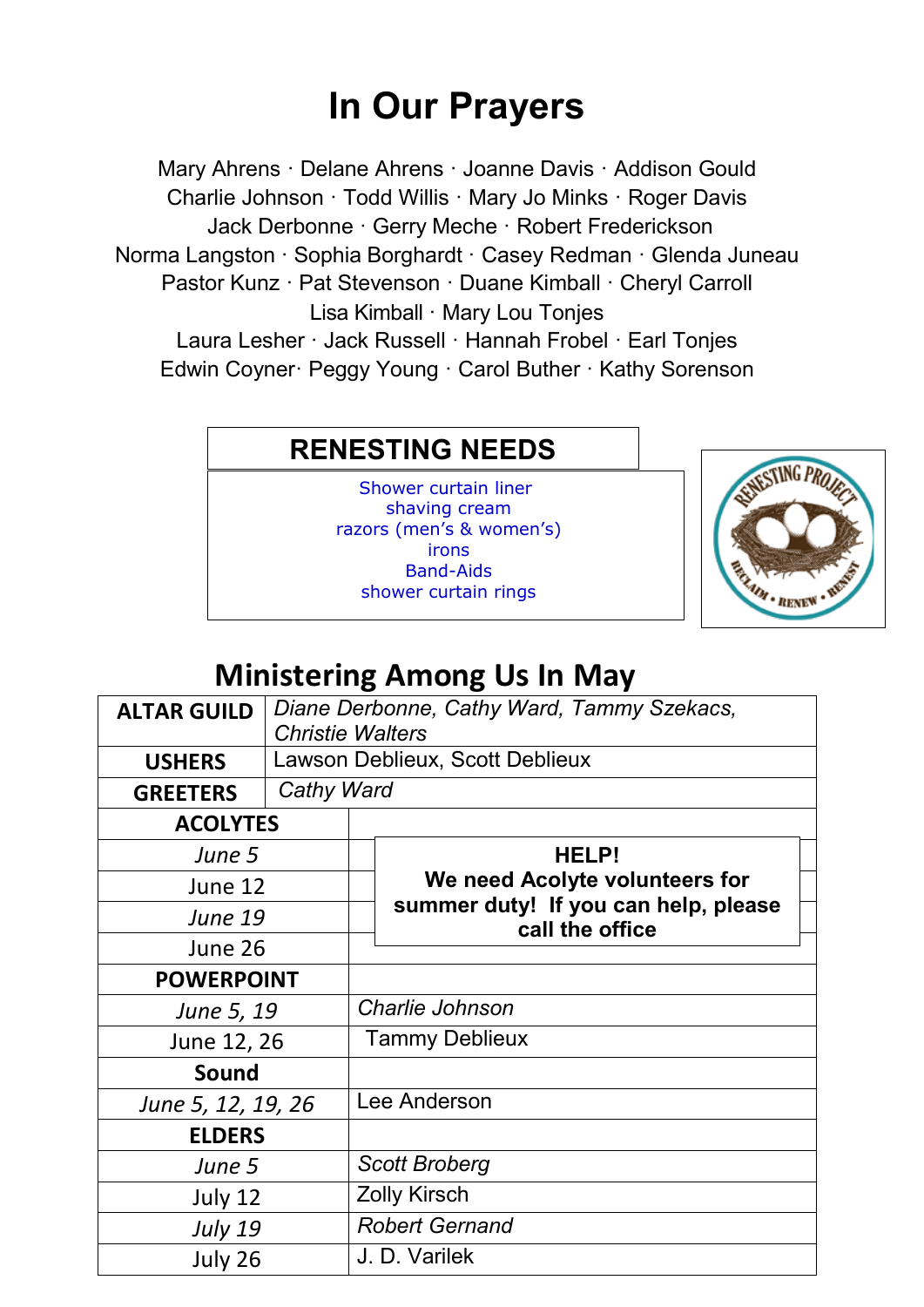# In Our Prayers

Mary Ahrens · Delane Ahrens · Joanne Davis · Addison Gould
Charlie Johnson · Todd Willis · Mary Jo Minks · Roger Davis
Jack Derbonne · Gerry Meche · Robert Frederickson
Norma Langston · Sophia Borghardt · Casey Redman · Glenda Juneau
Pastor Kunz · Pat Stevenson · Duane Kimball · Cheryl Carroll
Lisa Kimball · Mary Lou Tonjes
Laura Lesher · Jack Russell · Hannah Frobel · Earl Tonjes
Edwin Coyner· Peggy Young · Carol Buther · Kathy Sorenson

## RENESTING NEEDS

Shower curtain liner
shaving cream
razors (men's & women's)
irons
Band-Aids
shower curtain rings

## Ministering Among Us In May

| | |
|---|---|
| **ALTAR GUILD** | *Diane Derbonne, Cathy Ward, Tammy Szekacs, Christie Walters* |
| **USHERS** | Lawson Deblieux, Scott Deblieux |
| **GREETERS** | *Cathy Ward* |
| **ACOLYTES** | |
| *June 5* | **HELP! We need Acolyte volunteers for summer duty! If you can help, please call the office** |
| June 12 | |
| *June 19* | |
| June 26 | |
| **POWERPOINT** | |
| *June 5, 19* | *Charlie Johnson* |
| June 12, 26 | Tammy Deblieux |
| **Sound** | |
| *June 5, 12, 19, 26* | Lee Anderson |
| **ELDERS** | |
| *June 5* | *Scott Broberg* |
| July 12 | Zolly Kirsch |
| *July 19* | *Robert Gernand* |
| July 26 | J. D. Varilek |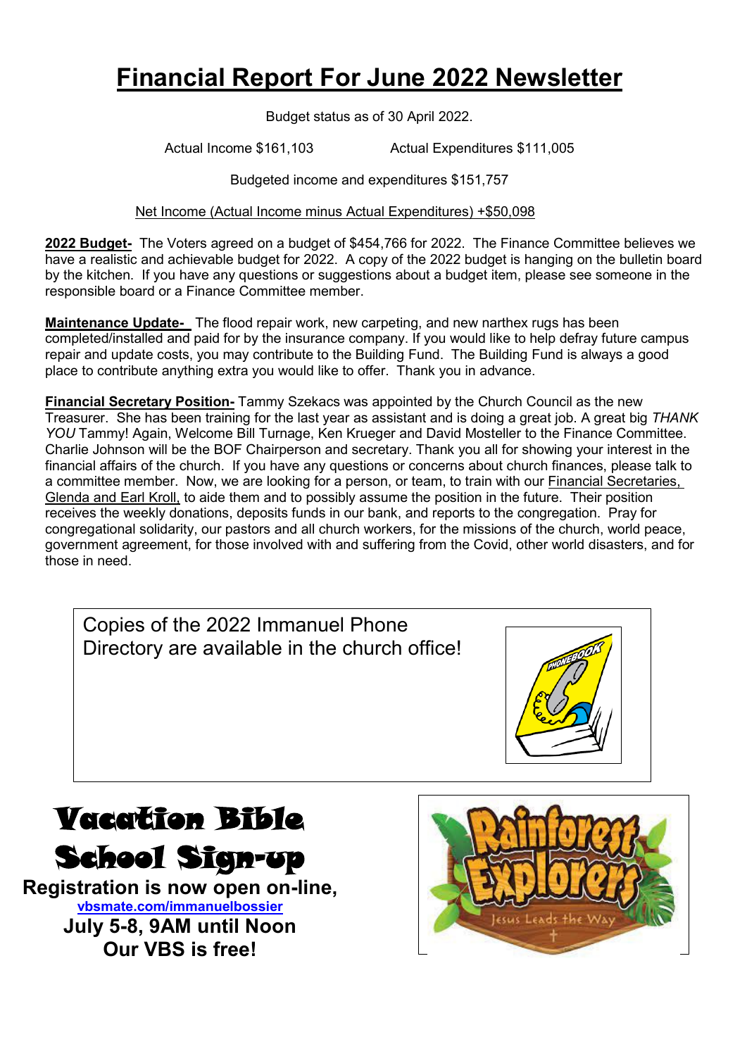# Financial Report For June 2022 Newsletter

Budget status as of 30 April 2022.

Actual Income $161,103 Actual Expenditures $111,005

Budgeted income and expenditures $151,757

Net Income (Actual Income minus Actual Expenditures) +$50,098

**2022 Budget-** The Voters agreed on a budget of $454,766 for 2022. The Finance Committee believes we have a realistic and achievable budget for 2022. A copy of the 2022 budget is hanging on the bulletin board by the kitchen. If you have any questions or suggestions about a budget item, please see someone in the responsible board or a Finance Committee member.

**Maintenance Update-** The flood repair work, new carpeting, and new narthex rugs has been completed/installed and paid for by the insurance company. If you would like to help defray future campus repair and update costs, you may contribute to the Building Fund. The Building Fund is always a good place to contribute anything extra you would like to offer. Thank you in advance.

**Financial Secretary Position-** Tammy Szekacs was appointed by the Church Council as the new Treasurer. She has been training for the last year as assistant and is doing a great job. A great big *THANK YOU* Tammy! Again, Welcome Bill Turnage, Ken Krueger and David Mosteller to the Finance Committee. Charlie Johnson will be the BOF Chairperson and secretary. Thank you all for showing your interest in the financial affairs of the church. If you have any questions or concerns about church finances, please talk to a committee member. Now, we are looking for a person, or team, to train with our Financial Secretaries, Glenda and Earl Kroll, to aide them and to possibly assume the position in the future. Their position receives the weekly donations, deposits funds in our bank, and reports to the congregation. Pray for congregational solidarity, our pastors and all church workers, for the missions of the church, world peace, government agreement, for those involved with and suffering from the Covid, other world disasters, and for those in need.

Copies of the 2022 Immanuel Phone Directory are available in the church office!

# Vacation Bible School Sign-up

**Registration is now open on-line,**
**vbsmate.com/immanuelbossier**
**July 5-8, 9AM until Noon**
**Our VBS is free!**

Rainforest Explorers
Jesus Leads the Way